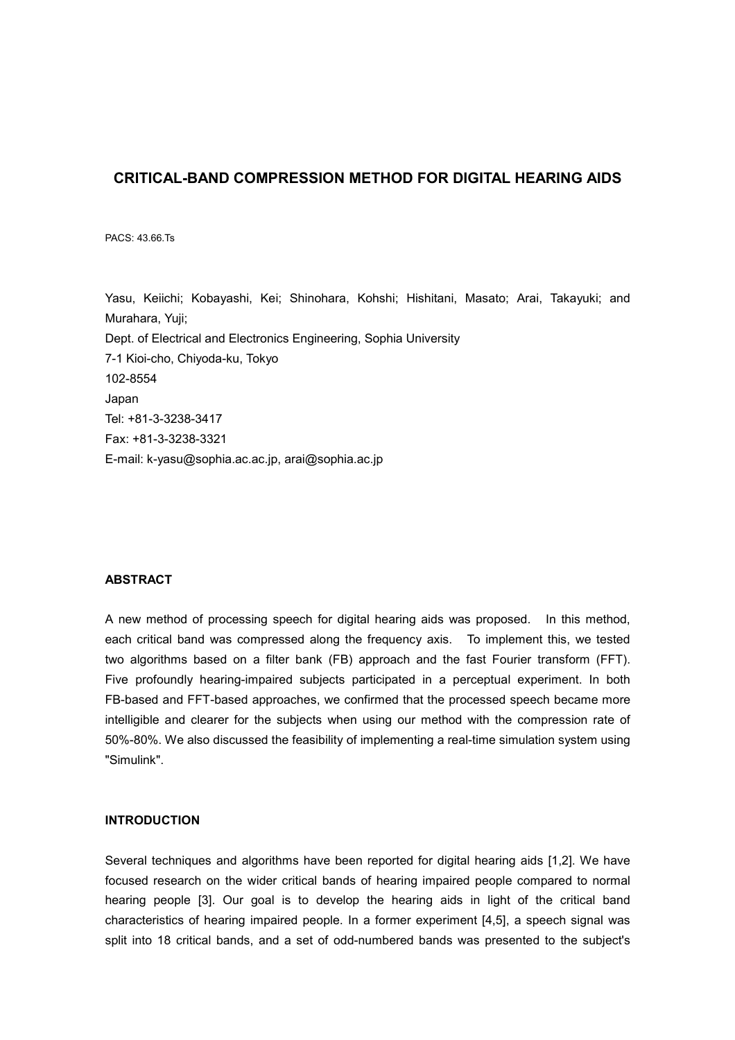# CRITICAL-BAND COMPRESSION METHOD FOR DIGITAL HEARING AIDS

PACS: 43.66.Ts

Yasu, Keiichi; Kobayashi, Kei; Shinohara, Kohshi; Hishitani, Masato; Arai, Takayuki; and Murahara, Yuji;
Dept. of Electrical and Electronics Engineering, Sophia University
7-1 Kioi-cho, Chiyoda-ku, Tokyo
102-8554
Japan
Tel: +81-3-3238-3417
Fax: +81-3-3238-3321
E-mail: k-yasu@sophia.ac.ac.jp, arai@sophia.ac.jp

## ABSTRACT

A new method of processing speech for digital hearing aids was proposed. In this method, each critical band was compressed along the frequency axis. To implement this, we tested two algorithms based on a filter bank (FB) approach and the fast Fourier transform (FFT). Five profoundly hearing-impaired subjects participated in a perceptual experiment. In both FB-based and FFT-based approaches, we confirmed that the processed speech became more intelligible and clearer for the subjects when using our method with the compression rate of 50%-80%. We also discussed the feasibility of implementing a real-time simulation system using "Simulink".

## INTRODUCTION

Several techniques and algorithms have been reported for digital hearing aids [1,2]. We have focused research on the wider critical bands of hearing impaired people compared to normal hearing people [3]. Our goal is to develop the hearing aids in light of the critical band characteristics of hearing impaired people. In a former experiment [4,5], a speech signal was split into 18 critical bands, and a set of odd-numbered bands was presented to the subject's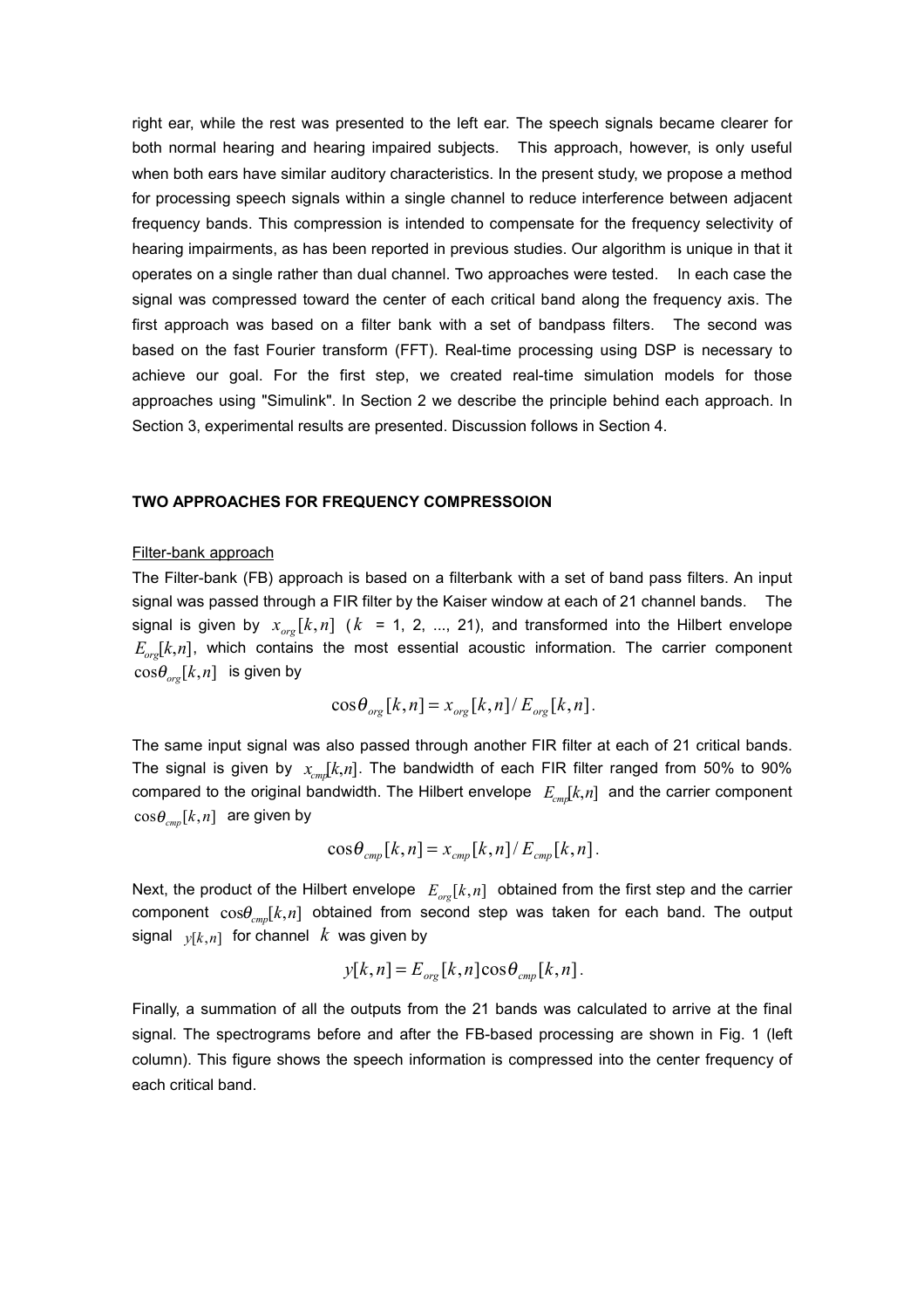right ear, while the rest was presented to the left ear. The speech signals became clearer for both normal hearing and hearing impaired subjects. This approach, however, is only useful when both ears have similar auditory characteristics. In the present study, we propose a method for processing speech signals within a single channel to reduce interference between adjacent frequency bands. This compression is intended to compensate for the frequency selectivity of hearing impairments, as has been reported in previous studies. Our algorithm is unique in that it operates on a single rather than dual channel. Two approaches were tested. In each case the signal was compressed toward the center of each critical band along the frequency axis. The first approach was based on a filter bank with a set of bandpass filters. The second was based on the fast Fourier transform (FFT). Real-time processing using DSP is necessary to achieve our goal. For the first step, we created real-time simulation models for those approaches using "Simulink". In Section 2 we describe the principle behind each approach. In Section 3, experimental results are presented. Discussion follows in Section 4.

## TWO APPROACHES FOR FREQUENCY COMPRESSOION

### Filter-bank approach

The Filter-bank (FB) approach is based on a filterbank with a set of band pass filters. An input signal was passed through a FIR filter by the Kaiser window at each of 21 channel bands. The signal is given by $x_{org}[k,n]$ ($k$ = 1, 2, ..., 21), and transformed into the Hilbert envelope $E_{org}[k,n]$, which contains the most essential acoustic information. The carrier component $\cos\theta_{org}[k,n]$ is given by

$$\cos\theta_{org}[k,n] = x_{org}[k,n] / E_{org}[k,n].$$

The same input signal was also passed through another FIR filter at each of 21 critical bands. The signal is given by $x_{cmp}[k,n]$. The bandwidth of each FIR filter ranged from 50% to 90% compared to the original bandwidth. The Hilbert envelope $E_{cmp}[k,n]$ and the carrier component $\cos\theta_{cmp}[k,n]$ are given by

$$\cos\theta_{cmp}[k,n] = x_{cmp}[k,n] / E_{cmp}[k,n].$$

Next, the product of the Hilbert envelope $E_{org}[k,n]$ obtained from the first step and the carrier component $\cos\theta_{cmp}[k,n]$ obtained from second step was taken for each band. The output signal $y[k,n]$ for channel $k$ was given by

$$y[k,n] = E_{org}[k,n]\cos\theta_{cmp}[k,n].$$

Finally, a summation of all the outputs from the 21 bands was calculated to arrive at the final signal. The spectrograms before and after the FB-based processing are shown in Fig. 1 (left column). This figure shows the speech information is compressed into the center frequency of each critical band.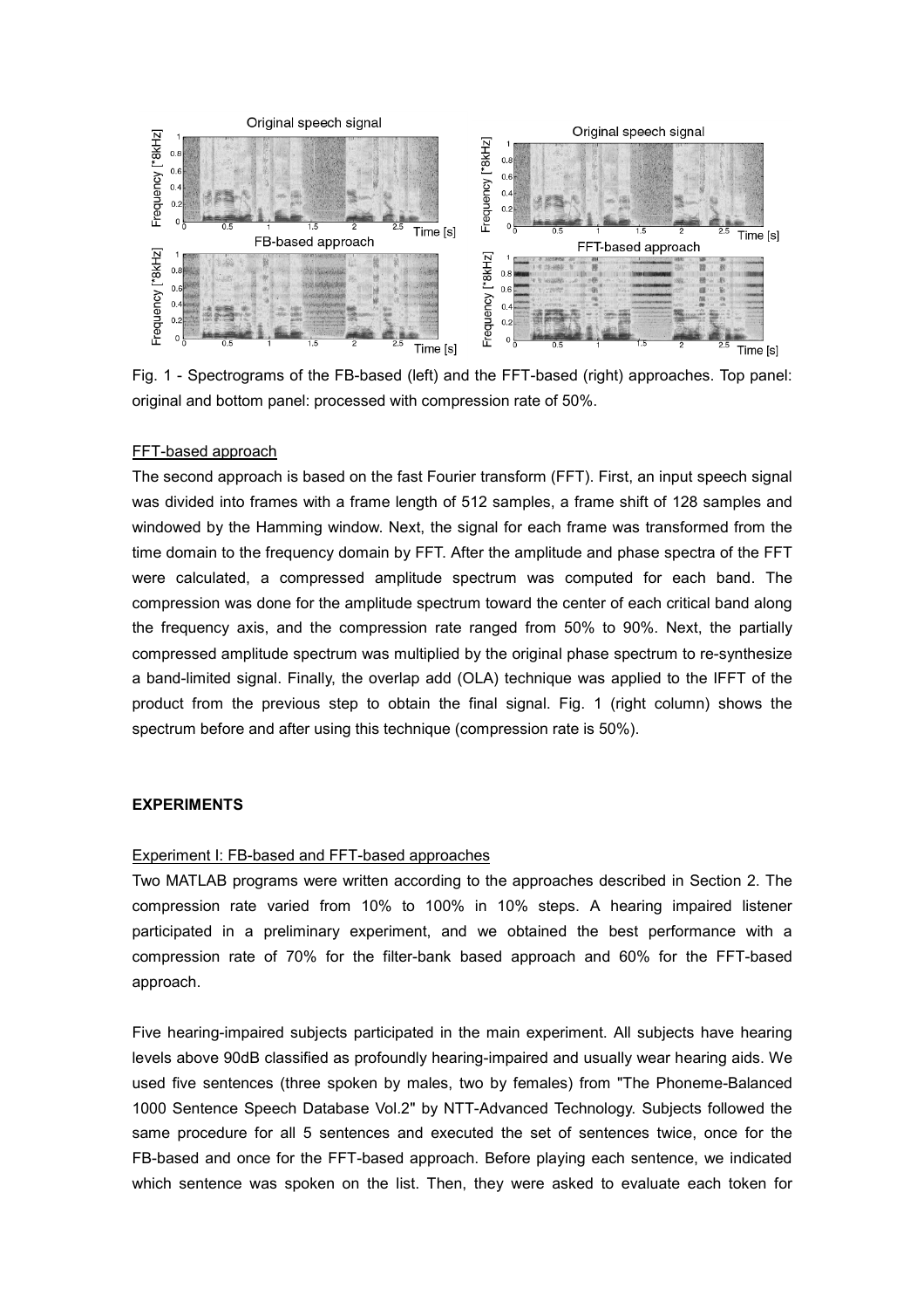Fig. 1 - Spectrograms of the FB-based (left) and the FFT-based (right) approaches. Top panel: original and bottom panel: processed with compression rate of 50%.

### FFT-based approach

The second approach is based on the fast Fourier transform (FFT). First, an input speech signal was divided into frames with a frame length of 512 samples, a frame shift of 128 samples and windowed by the Hamming window. Next, the signal for each frame was transformed from the time domain to the frequency domain by FFT. After the amplitude and phase spectra of the FFT were calculated, a compressed amplitude spectrum was computed for each band. The compression was done for the amplitude spectrum toward the center of each critical band along the frequency axis, and the compression rate ranged from 50% to 90%. Next, the partially compressed amplitude spectrum was multiplied by the original phase spectrum to re-synthesize a band-limited signal. Finally, the overlap add (OLA) technique was applied to the IFFT of the product from the previous step to obtain the final signal. Fig. 1 (right column) shows the spectrum before and after using this technique (compression rate is 50%).

## EXPERIMENTS

### Experiment I: FB-based and FFT-based approaches

Two MATLAB programs were written according to the approaches described in Section 2. The compression rate varied from 10% to 100% in 10% steps. A hearing impaired listener participated in a preliminary experiment, and we obtained the best performance with a compression rate of 70% for the filter-bank based approach and 60% for the FFT-based approach.

Five hearing-impaired subjects participated in the main experiment. All subjects have hearing levels above 90dB classified as profoundly hearing-impaired and usually wear hearing aids. We used five sentences (three spoken by males, two by females) from "The Phoneme-Balanced 1000 Sentence Speech Database Vol.2" by NTT-Advanced Technology. Subjects followed the same procedure for all 5 sentences and executed the set of sentences twice, once for the FB-based and once for the FFT-based approach. Before playing each sentence, we indicated which sentence was spoken on the list. Then, they were asked to evaluate each token for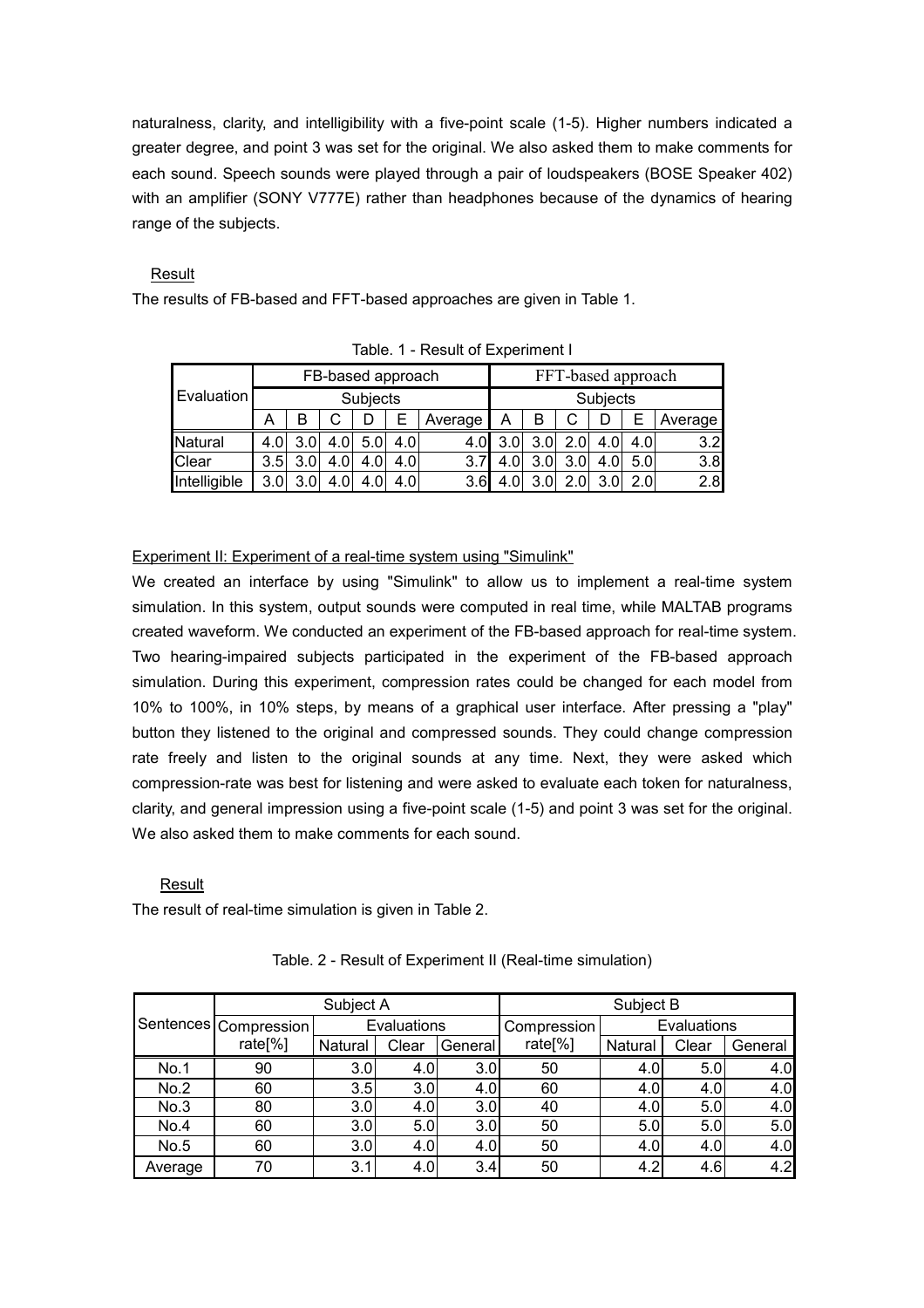naturalness, clarity, and intelligibility with a five-point scale (1-5). Higher numbers indicated a greater degree, and point 3 was set for the original. We also asked them to make comments for each sound. Speech sounds were played through a pair of loudspeakers (BOSE Speaker 402) with an amplifier (SONY V777E) rather than headphones because of the dynamics of hearing range of the subjects.

Result

The results of FB-based and FFT-based approaches are given in Table 1.

Table. 1 - Result of Experiment I

| Evaluation | FB-based approach | | | | | | FFT-based approach | | | | | |
|---|---|---|---|---|---|---|---|---|---|---|---|---|
| | Subjects | | | | | | Subjects | | | | | |
| | A | B | C | D | E | Average | A | B | C | D | E | Average |
| Natural | 4.0 | 3.0 | 4.0 | 5.0 | 4.0 | 4.0 | 3.0 | 3.0 | 2.0 | 4.0 | 4.0 | 3.2 |
| Clear | 3.5 | 3.0 | 4.0 | 4.0 | 4.0 | 3.7 | 4.0 | 3.0 | 3.0 | 4.0 | 5.0 | 3.8 |
| Intelligible | 3.0 | 3.0 | 4.0 | 4.0 | 4.0 | 3.6 | 4.0 | 3.0 | 2.0 | 3.0 | 2.0 | 2.8 |

Experiment II: Experiment of a real-time system using "Simulink"

We created an interface by using "Simulink" to allow us to implement a real-time system simulation. In this system, output sounds were computed in real time, while MALTAB programs created waveform. We conducted an experiment of the FB-based approach for real-time system. Two hearing-impaired subjects participated in the experiment of the FB-based approach simulation. During this experiment, compression rates could be changed for each model from 10% to 100%, in 10% steps, by means of a graphical user interface. After pressing a "play" button they listened to the original and compressed sounds. They could change compression rate freely and listen to the original sounds at any time. Next, they were asked which compression-rate was best for listening and were asked to evaluate each token for naturalness, clarity, and general impression using a five-point scale (1-5) and point 3 was set for the original. We also asked them to make comments for each sound.

Result

The result of real-time simulation is given in Table 2.

Table. 2 - Result of Experiment II (Real-time simulation)

| Sentences | Subject A | | | | Subject B | | | |
|---|---|---|---|---|---|---|---|---|
| | Compression rate[%] | Evaluations | | | Compression rate[%] | Evaluations | | |
| | | Natural | Clear | General | | Natural | Clear | General |
| No.1 | 90 | 3.0 | 4.0 | 3.0 | 50 | 4.0 | 5.0 | 4.0 |
| No.2 | 60 | 3.5 | 3.0 | 4.0 | 60 | 4.0 | 4.0 | 4.0 |
| No.3 | 80 | 3.0 | 4.0 | 3.0 | 40 | 4.0 | 5.0 | 4.0 |
| No.4 | 60 | 3.0 | 5.0 | 3.0 | 50 | 5.0 | 5.0 | 5.0 |
| No.5 | 60 | 3.0 | 4.0 | 4.0 | 50 | 4.0 | 4.0 | 4.0 |
| Average | 70 | 3.1 | 4.0 | 3.4 | 50 | 4.2 | 4.6 | 4.2 |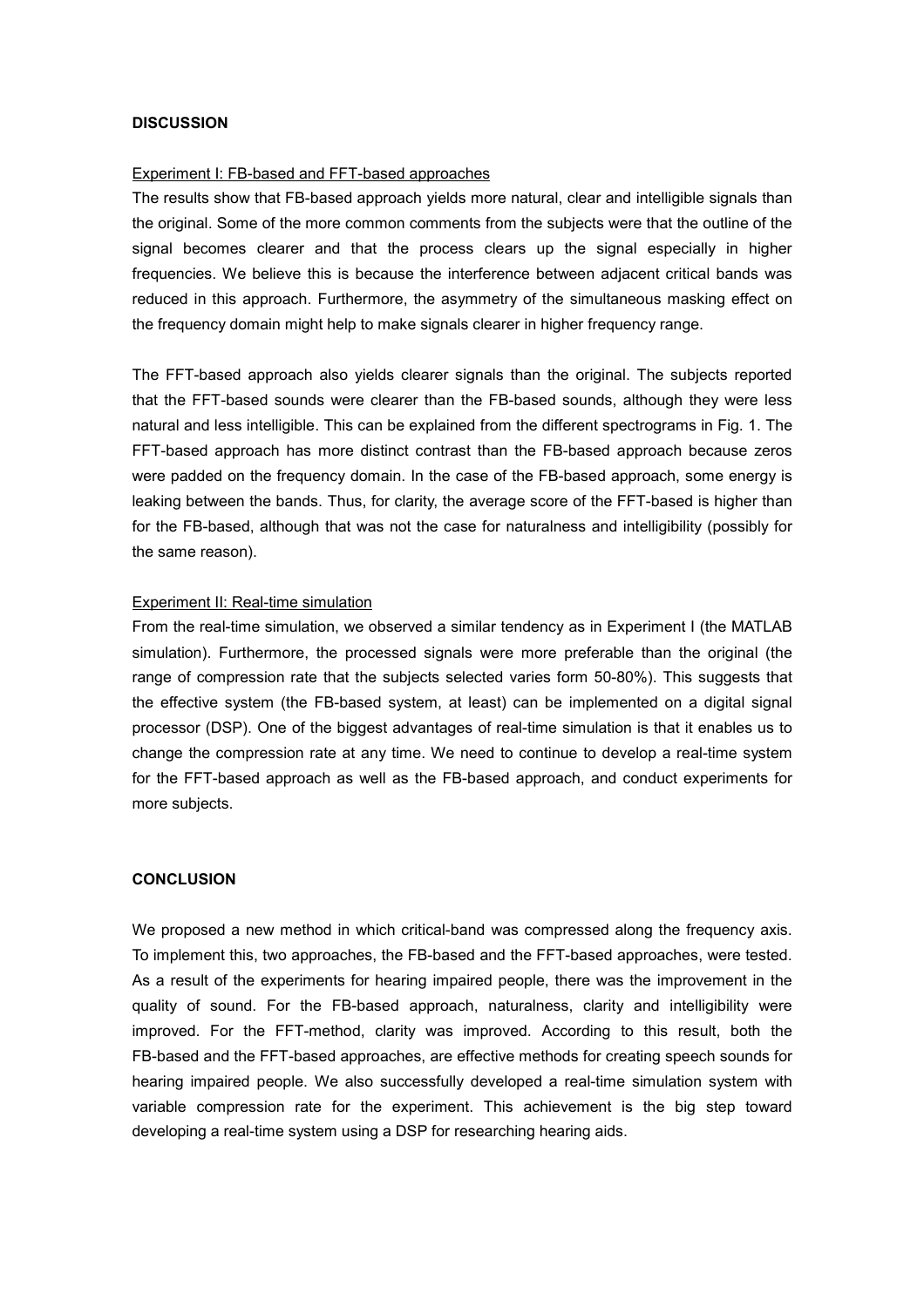## DISCUSSION

Experiment I: FB-based and FFT-based approaches

The results show that FB-based approach yields more natural, clear and intelligible signals than the original. Some of the more common comments from the subjects were that the outline of the signal becomes clearer and that the process clears up the signal especially in higher frequencies. We believe this is because the interference between adjacent critical bands was reduced in this approach. Furthermore, the asymmetry of the simultaneous masking effect on the frequency domain might help to make signals clearer in higher frequency range.

The FFT-based approach also yields clearer signals than the original. The subjects reported that the FFT-based sounds were clearer than the FB-based sounds, although they were less natural and less intelligible. This can be explained from the different spectrograms in Fig. 1. The FFT-based approach has more distinct contrast than the FB-based approach because zeros were padded on the frequency domain. In the case of the FB-based approach, some energy is leaking between the bands. Thus, for clarity, the average score of the FFT-based is higher than for the FB-based, although that was not the case for naturalness and intelligibility (possibly for the same reason).

Experiment II: Real-time simulation

From the real-time simulation, we observed a similar tendency as in Experiment I (the MATLAB simulation). Furthermore, the processed signals were more preferable than the original (the range of compression rate that the subjects selected varies form 50-80%). This suggests that the effective system (the FB-based system, at least) can be implemented on a digital signal processor (DSP). One of the biggest advantages of real-time simulation is that it enables us to change the compression rate at any time. We need to continue to develop a real-time system for the FFT-based approach as well as the FB-based approach, and conduct experiments for more subjects.

## CONCLUSION

We proposed a new method in which critical-band was compressed along the frequency axis. To implement this, two approaches, the FB-based and the FFT-based approaches, were tested. As a result of the experiments for hearing impaired people, there was the improvement in the quality of sound. For the FB-based approach, naturalness, clarity and intelligibility were improved. For the FFT-method, clarity was improved. According to this result, both the FB-based and the FFT-based approaches, are effective methods for creating speech sounds for hearing impaired people. We also successfully developed a real-time simulation system with variable compression rate for the experiment. This achievement is the big step toward developing a real-time system using a DSP for researching hearing aids.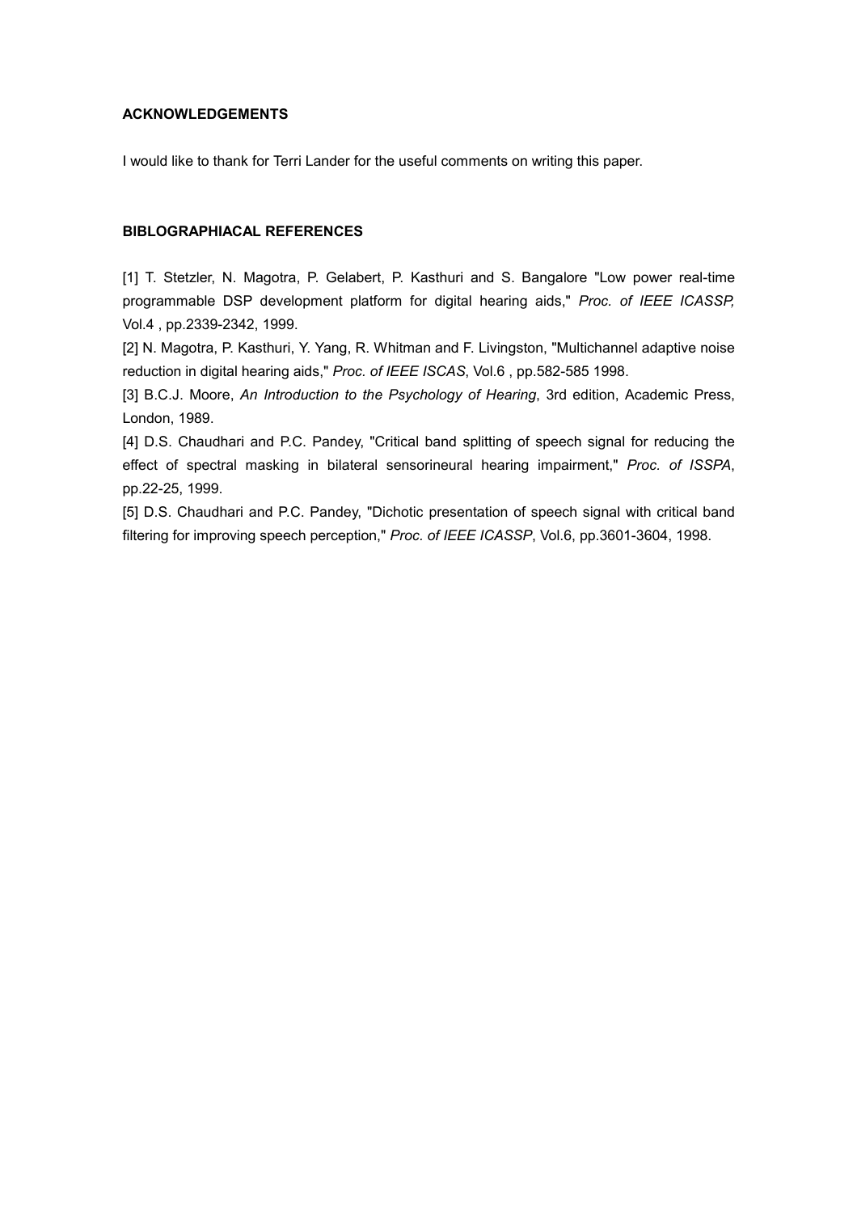**ACKNOWLEDGEMENTS**

I would like to thank for Terri Lander for the useful comments on writing this paper.

**BIBLOGRAPHIACAL REFERENCES**

[1] T. Stetzler, N. Magotra, P. Gelabert, P. Kasthuri and S. Bangalore "Low power real-time programmable DSP development platform for digital hearing aids," *Proc. of IEEE ICASSP,* Vol.4 , pp.2339-2342, 1999.

[2] N. Magotra, P. Kasthuri, Y. Yang, R. Whitman and F. Livingston, "Multichannel adaptive noise reduction in digital hearing aids," *Proc. of IEEE ISCAS*, Vol.6 , pp.582-585 1998.

[3] B.C.J. Moore, *An Introduction to the Psychology of Hearing*, 3rd edition, Academic Press, London, 1989.

[4] D.S. Chaudhari and P.C. Pandey, "Critical band splitting of speech signal for reducing the effect of spectral masking in bilateral sensorineural hearing impairment," *Proc. of ISSPA*, pp.22-25, 1999.

[5] D.S. Chaudhari and P.C. Pandey, "Dichotic presentation of speech signal with critical band filtering for improving speech perception," *Proc. of IEEE ICASSP*, Vol.6, pp.3601-3604, 1998.